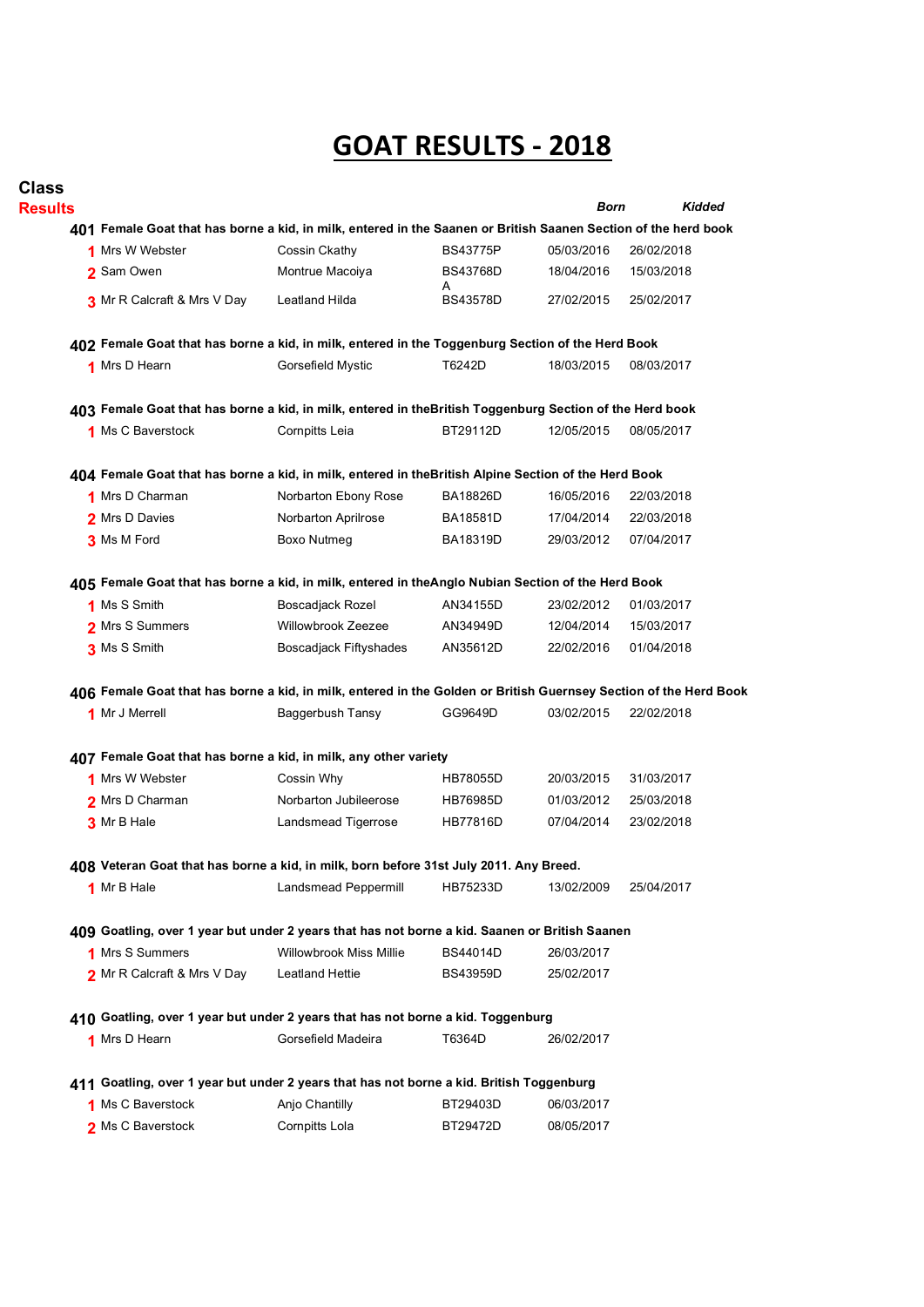# GOAT RESULTS - 2018

**Class**
**Results**

| | | | | *Born* | *Kidded* |
|---|---|---|---|---|---|
| **401** | **Female Goat that has borne a kid, in milk, entered in the Saanen or British Saanen Section of the herd book** | | | | |
| 1 | Mrs W Webster | Cossin Ckathy | BS43775P | 05/03/2016 | 26/02/2018 |
| 2 | Sam Owen | Montrue Macoiya | BS43768D A | 18/04/2016 | 15/03/2018 |
| 3 | Mr R Calcraft & Mrs V Day | Leatland Hilda | BS43578D | 27/02/2015 | 25/02/2017 |
| **402** | **Female Goat that has borne a kid, in milk, entered in the Toggenburg Section of the Herd Book** | | | | |
| 1 | Mrs D Hearn | Gorsefield Mystic | T6242D | 18/03/2015 | 08/03/2017 |
| **403** | **Female Goat that has borne a kid, in milk, entered in theBritish Toggenburg Section of the Herd book** | | | | |
| 1 | Ms C Baverstock | Cornpitts Leia | BT29112D | 12/05/2015 | 08/05/2017 |
| **404** | **Female Goat that has borne a kid, in milk, entered in theBritish Alpine Section of the Herd Book** | | | | |
| 1 | Mrs D Charman | Norbarton Ebony Rose | BA18826D | 16/05/2016 | 22/03/2018 |
| 2 | Mrs D Davies | Norbarton Aprilrose | BA18581D | 17/04/2014 | 22/03/2018 |
| 3 | Ms M Ford | Boxo Nutmeg | BA18319D | 29/03/2012 | 07/04/2017 |
| **405** | **Female Goat that has borne a kid, in milk, entered in theAnglo Nubian Section of the Herd Book** | | | | |
| 1 | Ms S Smith | Boscadjack Rozel | AN34155D | 23/02/2012 | 01/03/2017 |
| 2 | Mrs S Summers | Willowbrook Zeezee | AN34949D | 12/04/2014 | 15/03/2017 |
| 3 | Ms S Smith | Boscadjack Fiftyshades | AN35612D | 22/02/2016 | 01/04/2018 |
| **406** | **Female Goat that has borne a kid, in milk, entered in the Golden or British Guernsey Section of the Herd Book** | | | | |
| 1 | Mr J Merrell | Baggerbush Tansy | GG9649D | 03/02/2015 | 22/02/2018 |
| **407** | **Female Goat that has borne a kid, in milk, any other variety** | | | | |
| 1 | Mrs W Webster | Cossin Why | HB78055D | 20/03/2015 | 31/03/2017 |
| 2 | Mrs D Charman | Norbarton Jubileerose | HB76985D | 01/03/2012 | 25/03/2018 |
| 3 | Mr B Hale | Landsmead Tigerrose | HB77816D | 07/04/2014 | 23/02/2018 |
| **408** | **Veteran Goat that has borne a kid, in milk, born before 31st July 2011. Any Breed.** | | | | |
| 1 | Mr B Hale | Landsmead Peppermill | HB75233D | 13/02/2009 | 25/04/2017 |
| **409** | **Goatling, over 1 year but under 2 years that has not borne a kid. Saanen or British Saanen** | | | | |
| 1 | Mrs S Summers | Willowbrook Miss Millie | BS44014D | 26/03/2017 | |
| 2 | Mr R Calcraft & Mrs V Day | Leatland Hettie | BS43959D | 25/02/2017 | |
| **410** | **Goatling, over 1 year but under 2 years that has not borne a kid. Toggenburg** | | | | |
| 1 | Mrs D Hearn | Gorsefield Madeira | T6364D | 26/02/2017 | |
| **411** | **Goatling, over 1 year but under 2 years that has not borne a kid. British Toggenburg** | | | | |
| 1 | Ms C Baverstock | Anjo Chantilly | BT29403D | 06/03/2017 | |
| 2 | Ms C Baverstock | Cornpitts Lola | BT29472D | 08/05/2017 | |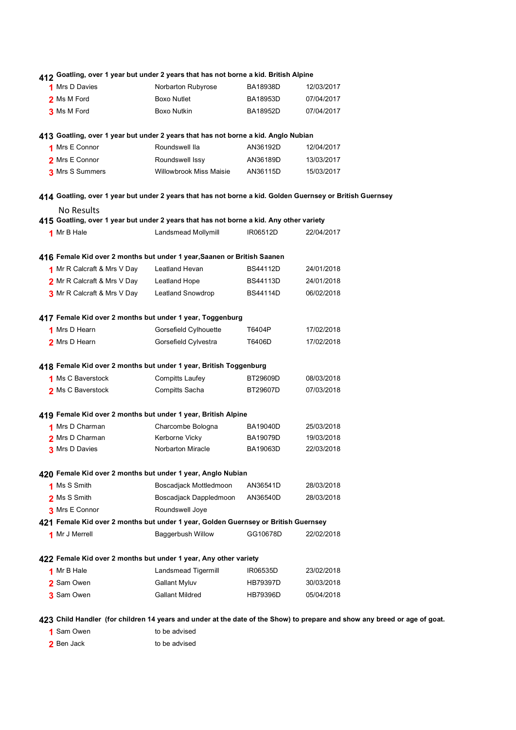## 412 Goatling, over 1 year but under 2 years that has not borne a kid. British Alpine

| | | | | |
|---|---|---|---|---|
| 1 | Mrs D Davies | Norbarton Rubyrose | BA18938D | 12/03/2017 |
| 2 | Ms M Ford | Boxo Nutlet | BA18953D | 07/04/2017 |
| 3 | Ms M Ford | Boxo Nutkin | BA18952D | 07/04/2017 |

## 413 Goatling, over 1 year but under 2 years that has not borne a kid. Anglo Nubian

| | | | | |
|---|---|---|---|---|
| 1 | Mrs E Connor | Roundswell Ila | AN36192D | 12/04/2017 |
| 2 | Mrs E Connor | Roundswell Issy | AN36189D | 13/03/2017 |
| 3 | Mrs S Summers | Willowbrook Miss Maisie | AN36115D | 15/03/2017 |

## 414 Goatling, over 1 year but under 2 years that has not borne a kid. Golden Guernsey or British Guernsey

No Results

## 415 Goatling, over 1 year but under 2 years that has not borne a kid. Any other variety

| | | | | |
|---|---|---|---|---|
| 1 | Mr B Hale | Landsmead Mollymill | IR06512D | 22/04/2017 |

## 416 Female Kid over 2 months but under 1 year,Saanen or British Saanen

| | | | | |
|---|---|---|---|---|
| 1 | Mr R Calcraft & Mrs V Day | Leatland Hevan | BS44112D | 24/01/2018 |
| 2 | Mr R Calcraft & Mrs V Day | Leatland Hope | BS44113D | 24/01/2018 |
| 3 | Mr R Calcraft & Mrs V Day | Leatland Snowdrop | BS44114D | 06/02/2018 |

## 417 Female Kid over 2 months but under 1 year, Toggenburg

| | | | | |
|---|---|---|---|---|
| 1 | Mrs D Hearn | Gorsefield Cylhouette | T6404P | 17/02/2018 |
| 2 | Mrs D Hearn | Gorsefield Cylvestra | T6406D | 17/02/2018 |

## 418 Female Kid over 2 months but under 1 year, British Toggenburg

| | | | | |
|---|---|---|---|---|
| 1 | Ms C Baverstock | Cornpitts Laufey | BT29609D | 08/03/2018 |
| 2 | Ms C Baverstock | Cornpitts Sacha | BT29607D | 07/03/2018 |

## 419 Female Kid over 2 months but under 1 year, British Alpine

| | | | | |
|---|---|---|---|---|
| 1 | Mrs D Charman | Charcombe Bologna | BA19040D | 25/03/2018 |
| 2 | Mrs D Charman | Kerborne Vicky | BA19079D | 19/03/2018 |
| 3 | Mrs D Davies | Norbarton Miracle | BA19063D | 22/03/2018 |

## 420 Female Kid over 2 months but under 1 year, Anglo Nubian

| | | | | |
|---|---|---|---|---|
| 1 | Ms S Smith | Boscadjack Mottledmoon | AN36541D | 28/03/2018 |
| 2 | Ms S Smith | Boscadjack Dappledmoon | AN36540D | 28/03/2018 |
| 3 | Mrs E Connor | Roundswell Joye | | |

## 421 Female Kid over 2 months but under 1 year, Golden Guernsey or British Guernsey

| | | | | |
|---|---|---|---|---|
| 1 | Mr J Merrell | Baggerbush Willow | GG10678D | 22/02/2018 |

## 422 Female Kid over 2 months but under 1 year, Any other variety

| | | | | |
|---|---|---|---|---|
| 1 | Mr B Hale | Landsmead Tigermill | IR06535D | 23/02/2018 |
| 2 | Sam Owen | Gallant Myluv | HB79397D | 30/03/2018 |
| 3 | Sam Owen | Gallant Mildred | HB79396D | 05/04/2018 |

## 423 Child Handler (for children 14 years and under at the date of the Show) to prepare and show any breed or age of goat.

| | | |
|---|---|---|
| 1 | Sam Owen | to be advised |
| 2 | Ben Jack | to be advised |